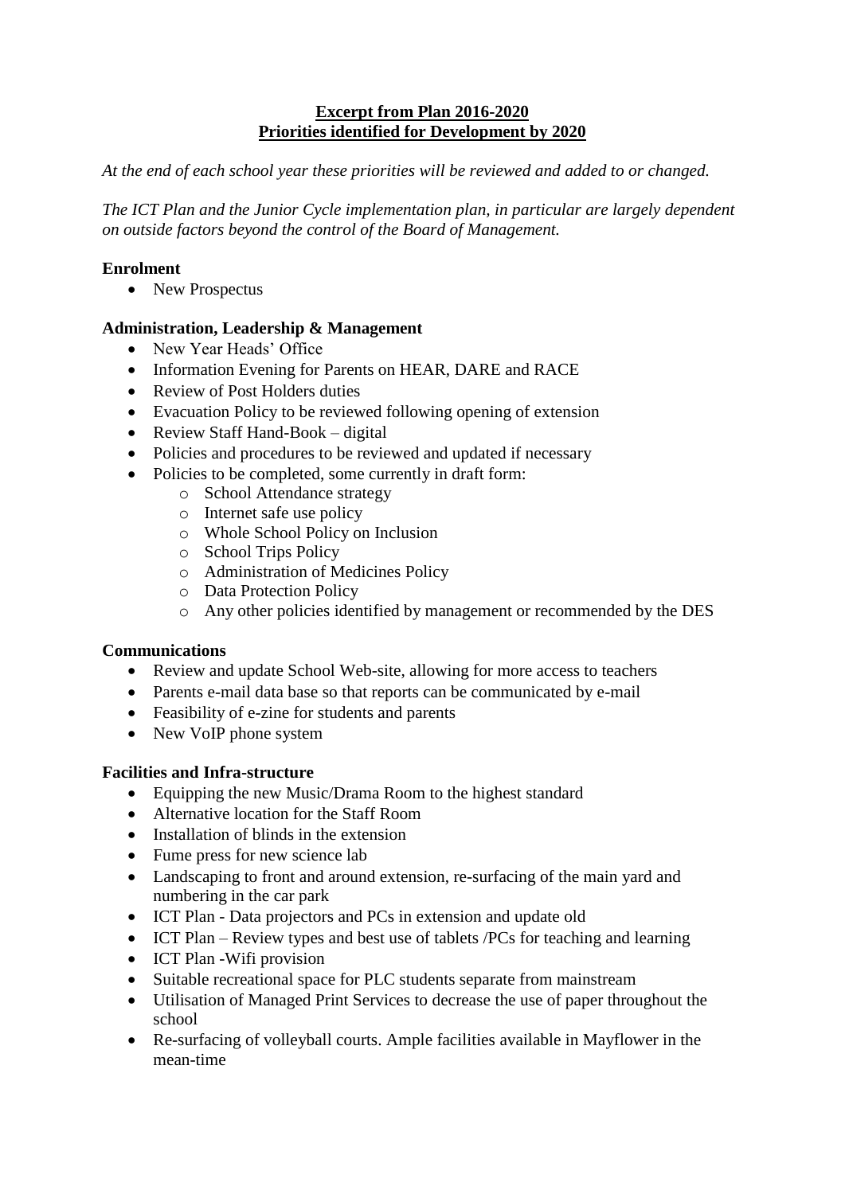# Excerpt from Plan 2016-2020
## Priorities identified for Development by 2020

*At the end of each school year these priorities will be reviewed and added to or changed.*

*The ICT Plan and the Junior Cycle implementation plan, in particular are largely dependent on outside factors beyond the control of the Board of Management.*

**Enrolment**

- New Prospectus

**Administration, Leadership & Management**

- New Year Heads' Office
- Information Evening for Parents on HEAR, DARE and RACE
- Review of Post Holders duties
- Evacuation Policy to be reviewed following opening of extension
- Review Staff Hand-Book – digital
- Policies and procedures to be reviewed and updated if necessary
- Policies to be completed, some currently in draft form:
  - School Attendance strategy
  - Internet safe use policy
  - Whole School Policy on Inclusion
  - School Trips Policy
  - Administration of Medicines Policy
  - Data Protection Policy
  - Any other policies identified by management or recommended by the DES

**Communications**

- Review and update School Web-site, allowing for more access to teachers
- Parents e-mail data base so that reports can be communicated by e-mail
- Feasibility of e-zine for students and parents
- New VoIP phone system

**Facilities and Infra-structure**

- Equipping the new Music/Drama Room to the highest standard
- Alternative location for the Staff Room
- Installation of blinds in the extension
- Fume press for new science lab
- Landscaping to front and around extension, re-surfacing of the main yard and numbering in the car park
- ICT Plan - Data projectors and PCs in extension and update old
- ICT Plan – Review types and best use of tablets /PCs for teaching and learning
- ICT Plan -Wifi provision
- Suitable recreational space for PLC students separate from mainstream
- Utilisation of Managed Print Services to decrease the use of paper throughout the school
- Re-surfacing of volleyball courts. Ample facilities available in Mayflower in the mean-time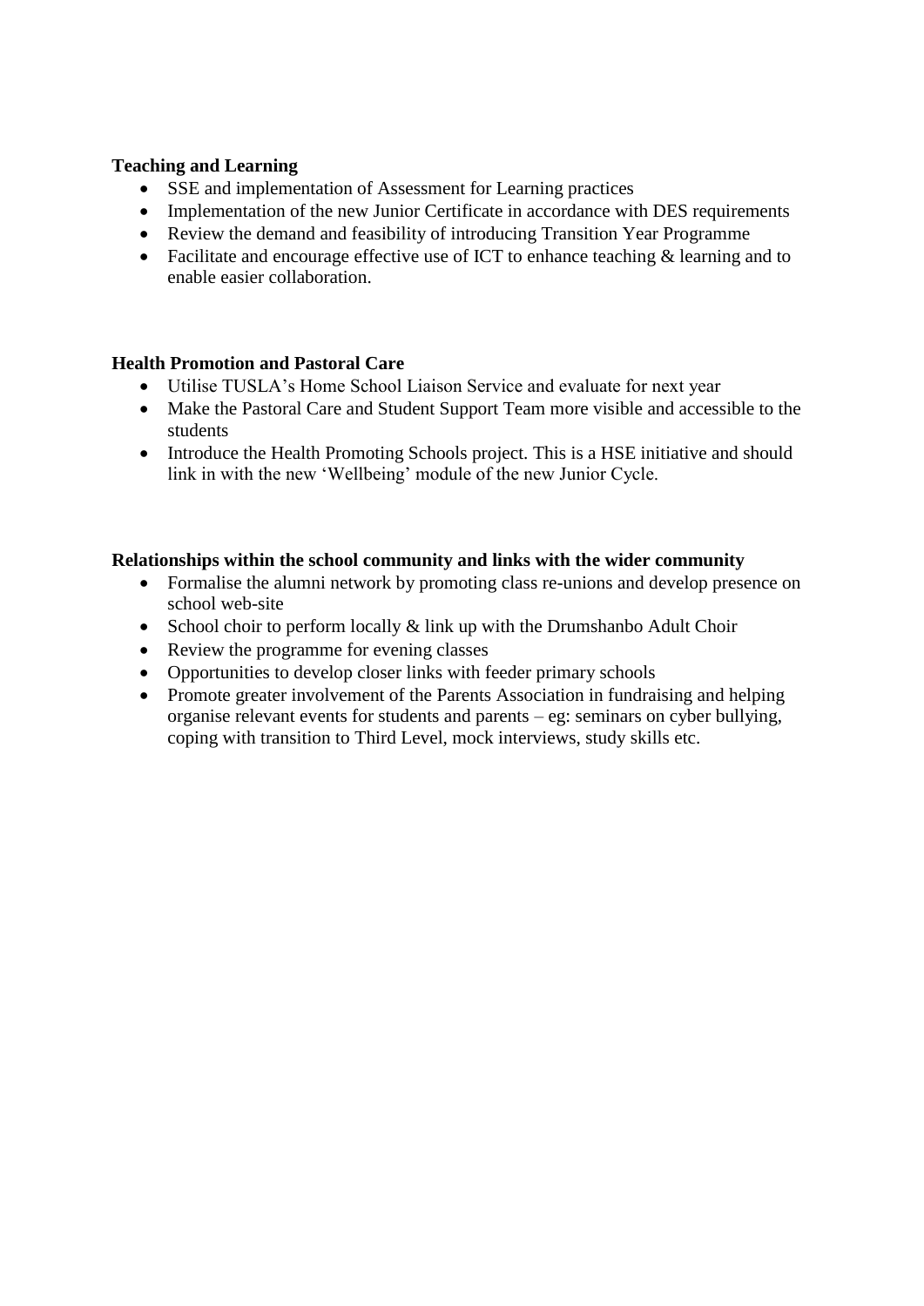**Teaching and Learning**

- SSE and implementation of Assessment for Learning practices
- Implementation of the new Junior Certificate in accordance with DES requirements
- Review the demand and feasibility of introducing Transition Year Programme
- Facilitate and encourage effective use of ICT to enhance teaching & learning and to enable easier collaboration.

**Health Promotion and Pastoral Care**

- Utilise TUSLA's Home School Liaison Service and evaluate for next year
- Make the Pastoral Care and Student Support Team more visible and accessible to the students
- Introduce the Health Promoting Schools project. This is a HSE initiative and should link in with the new 'Wellbeing' module of the new Junior Cycle.

**Relationships within the school community and links with the wider community**

- Formalise the alumni network by promoting class re-unions and develop presence on school web-site
- School choir to perform locally & link up with the Drumshanbo Adult Choir
- Review the programme for evening classes
- Opportunities to develop closer links with feeder primary schools
- Promote greater involvement of the Parents Association in fundraising and helping organise relevant events for students and parents – eg: seminars on cyber bullying, coping with transition to Third Level, mock interviews, study skills etc.